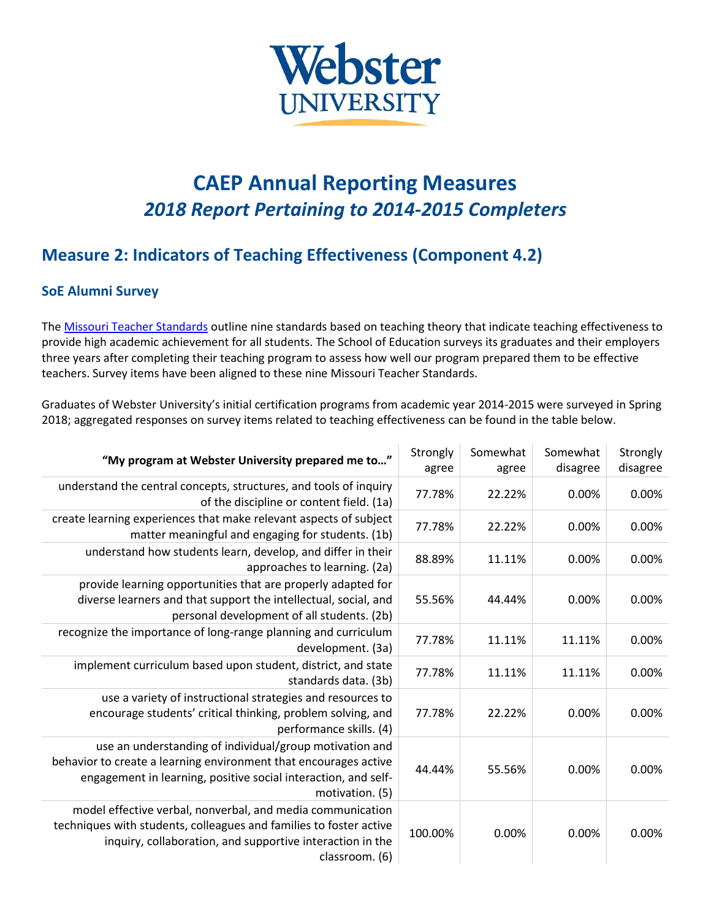Webster UNIVERSITY

# CAEP Annual Reporting Measures

## *2018 Report Pertaining to 2014-2015 Completers*

## Measure 2: Indicators of Teaching Effectiveness (Component 4.2)

### SoE Alumni Survey

The Missouri Teacher Standards outline nine standards based on teaching theory that indicate teaching effectiveness to provide high academic achievement for all students. The School of Education surveys its graduates and their employers three years after completing their teaching program to assess how well our program prepared them to be effective teachers. Survey items have been aligned to these nine Missouri Teacher Standards.

Graduates of Webster University's initial certification programs from academic year 2014-2015 were surveyed in Spring 2018; aggregated responses on survey items related to teaching effectiveness can be found in the table below.

| **"My program at Webster University prepared me to…"** | Strongly agree | Somewhat agree | Somewhat disagree | Strongly disagree |
|---|---|---|---|---|
| understand the central concepts, structures, and tools of inquiry of the discipline or content field. (1a) | 77.78% | 22.22% | 0.00% | 0.00% |
| create learning experiences that make relevant aspects of subject matter meaningful and engaging for students. (1b) | 77.78% | 22.22% | 0.00% | 0.00% |
| understand how students learn, develop, and differ in their approaches to learning. (2a) | 88.89% | 11.11% | 0.00% | 0.00% |
| provide learning opportunities that are properly adapted for diverse learners and that support the intellectual, social, and personal development of all students. (2b) | 55.56% | 44.44% | 0.00% | 0.00% |
| recognize the importance of long-range planning and curriculum development. (3a) | 77.78% | 11.11% | 11.11% | 0.00% |
| implement curriculum based upon student, district, and state standards data. (3b) | 77.78% | 11.11% | 11.11% | 0.00% |
| use a variety of instructional strategies and resources to encourage students' critical thinking, problem solving, and performance skills. (4) | 77.78% | 22.22% | 0.00% | 0.00% |
| use an understanding of individual/group motivation and behavior to create a learning environment that encourages active engagement in learning, positive social interaction, and self-motivation. (5) | 44.44% | 55.56% | 0.00% | 0.00% |
| model effective verbal, nonverbal, and media communication techniques with students, colleagues and families to foster active inquiry, collaboration, and supportive interaction in the classroom. (6) | 100.00% | 0.00% | 0.00% | 0.00% |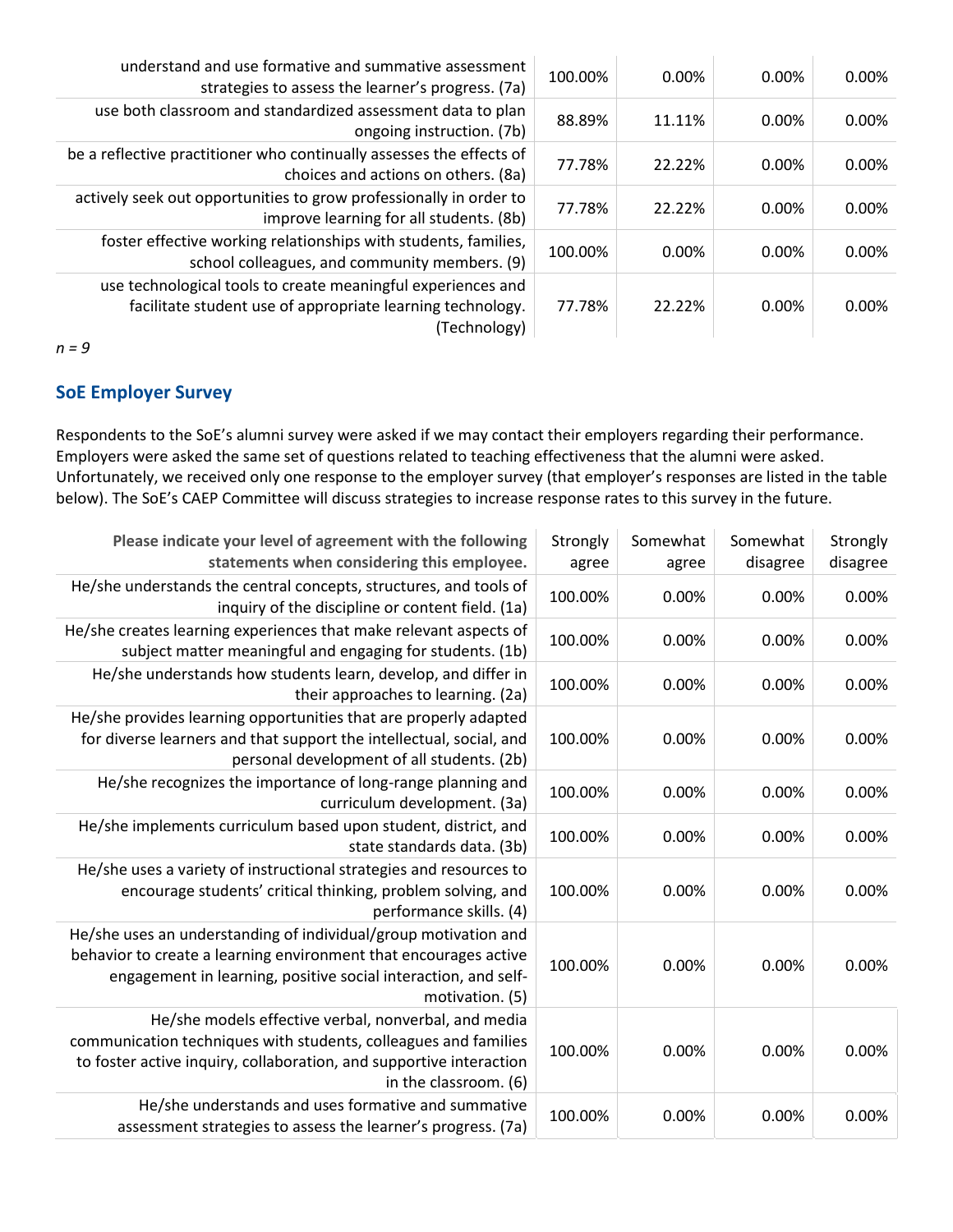| | | | | |
|---|---|---|---|---|
| understand and use formative and summative assessment strategies to assess the learner's progress. (7a) | 100.00% | 0.00% | 0.00% | 0.00% |
| use both classroom and standardized assessment data to plan ongoing instruction. (7b) | 88.89% | 11.11% | 0.00% | 0.00% |
| be a reflective practitioner who continually assesses the effects of choices and actions on others. (8a) | 77.78% | 22.22% | 0.00% | 0.00% |
| actively seek out opportunities to grow professionally in order to improve learning for all students. (8b) | 77.78% | 22.22% | 0.00% | 0.00% |
| foster effective working relationships with students, families, school colleagues, and community members. (9) | 100.00% | 0.00% | 0.00% | 0.00% |
| use technological tools to create meaningful experiences and facilitate student use of appropriate learning technology. (Technology) | 77.78% | 22.22% | 0.00% | 0.00% |

*n = 9*

## SoE Employer Survey

Respondents to the SoE's alumni survey were asked if we may contact their employers regarding their performance. Employers were asked the same set of questions related to teaching effectiveness that the alumni were asked. Unfortunately, we received only one response to the employer survey (that employer's responses are listed in the table below). The SoE's CAEP Committee will discuss strategies to increase response rates to this survey in the future.

| **Please indicate your level of agreement with the following statements when considering this employee.** | Strongly agree | Somewhat agree | Somewhat disagree | Strongly disagree |
|---|---|---|---|---|
| He/she understands the central concepts, structures, and tools of inquiry of the discipline or content field. (1a) | 100.00% | 0.00% | 0.00% | 0.00% |
| He/she creates learning experiences that make relevant aspects of subject matter meaningful and engaging for students. (1b) | 100.00% | 0.00% | 0.00% | 0.00% |
| He/she understands how students learn, develop, and differ in their approaches to learning. (2a) | 100.00% | 0.00% | 0.00% | 0.00% |
| He/she provides learning opportunities that are properly adapted for diverse learners and that support the intellectual, social, and personal development of all students. (2b) | 100.00% | 0.00% | 0.00% | 0.00% |
| He/she recognizes the importance of long-range planning and curriculum development. (3a) | 100.00% | 0.00% | 0.00% | 0.00% |
| He/she implements curriculum based upon student, district, and state standards data. (3b) | 100.00% | 0.00% | 0.00% | 0.00% |
| He/she uses a variety of instructional strategies and resources to encourage students' critical thinking, problem solving, and performance skills. (4) | 100.00% | 0.00% | 0.00% | 0.00% |
| He/she uses an understanding of individual/group motivation and behavior to create a learning environment that encourages active engagement in learning, positive social interaction, and self-motivation. (5) | 100.00% | 0.00% | 0.00% | 0.00% |
| He/she models effective verbal, nonverbal, and media communication techniques with students, colleagues and families to foster active inquiry, collaboration, and supportive interaction in the classroom. (6) | 100.00% | 0.00% | 0.00% | 0.00% |
| He/she understands and uses formative and summative assessment strategies to assess the learner's progress. (7a) | 100.00% | 0.00% | 0.00% | 0.00% |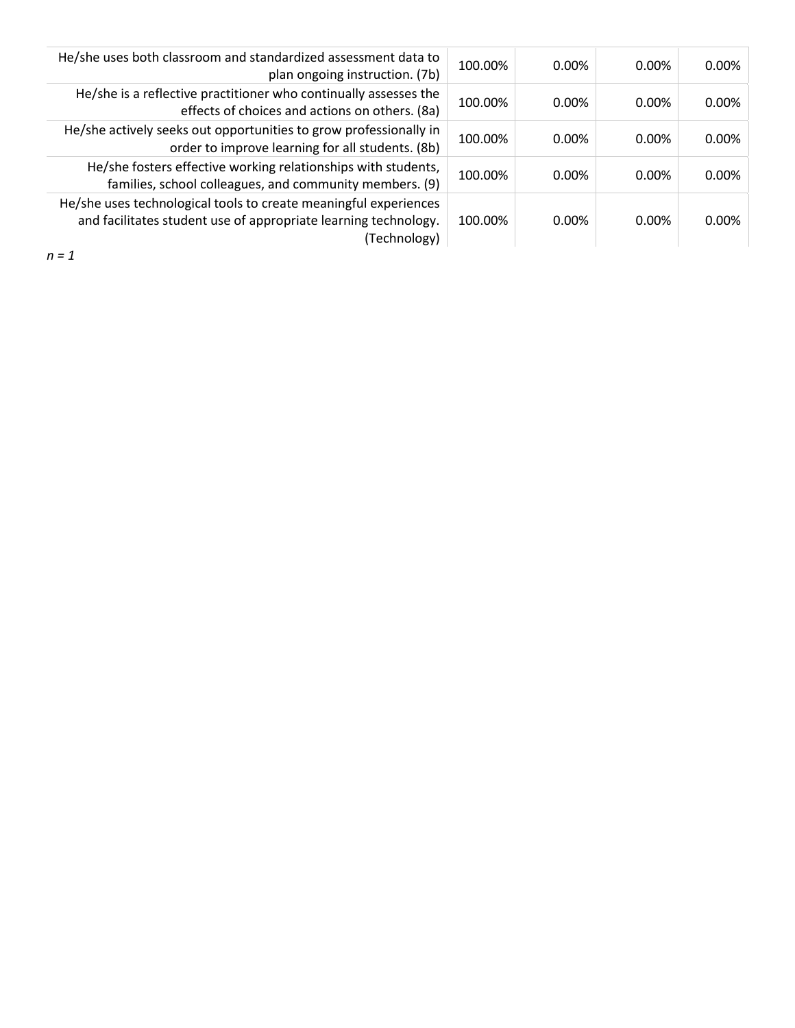| | | | | |
|---|---|---|---|---|
| He/she uses both classroom and standardized assessment data to plan ongoing instruction. (7b) | 100.00% | 0.00% | 0.00% | 0.00% |
| He/she is a reflective practitioner who continually assesses the effects of choices and actions on others. (8a) | 100.00% | 0.00% | 0.00% | 0.00% |
| He/she actively seeks out opportunities to grow professionally in order to improve learning for all students. (8b) | 100.00% | 0.00% | 0.00% | 0.00% |
| He/she fosters effective working relationships with students, families, school colleagues, and community members. (9) | 100.00% | 0.00% | 0.00% | 0.00% |
| He/she uses technological tools to create meaningful experiences and facilitates student use of appropriate learning technology. (Technology) | 100.00% | 0.00% | 0.00% | 0.00% |

*n = 1*